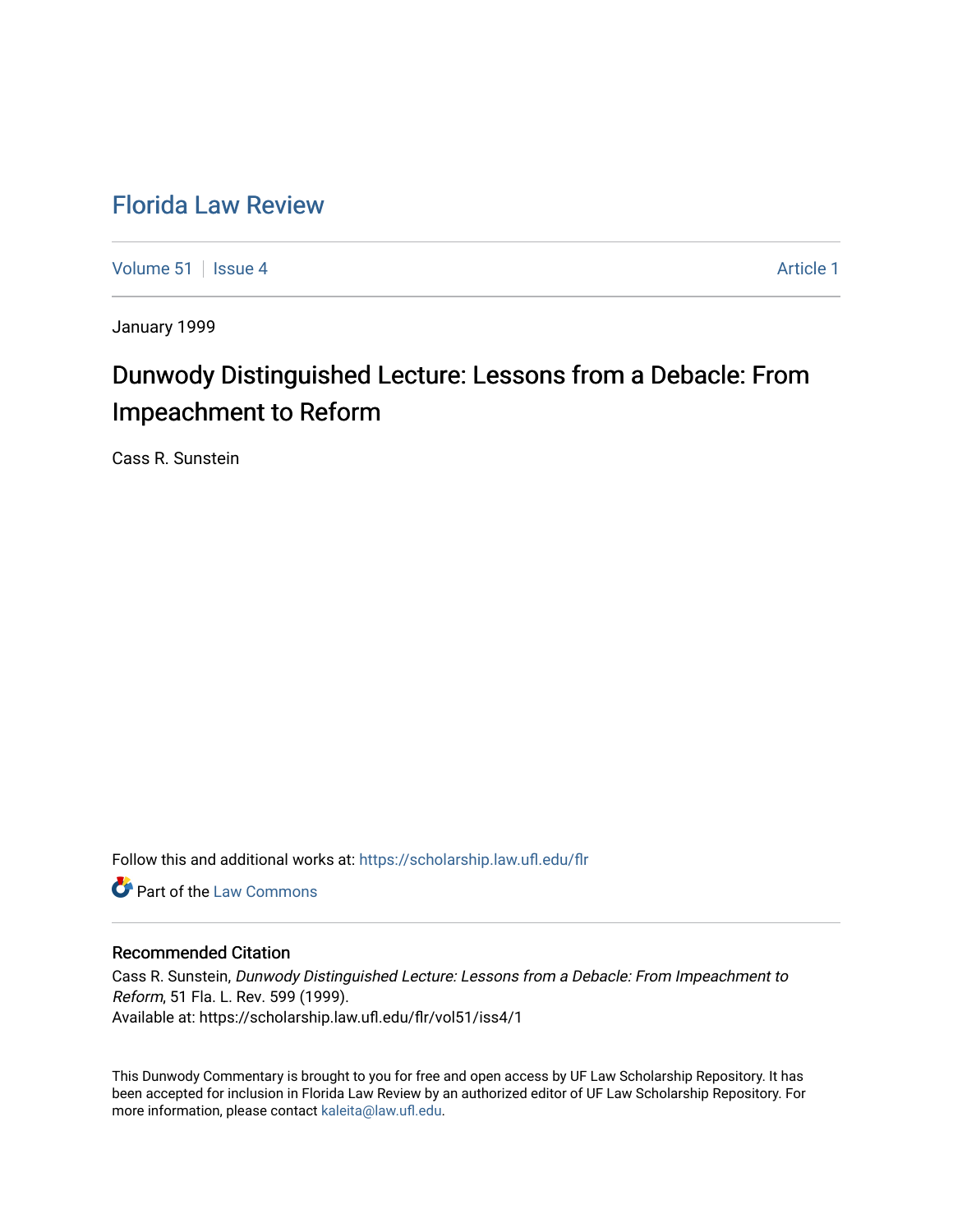# Florida Law Review

Volume 51 | Issue 4 | Article 1

January 1999

## Dunwody Distinguished Lecture: Lessons from a Debacle: From Impeachment to Reform

Cass R. Sunstein

Follow this and additional works at: https://scholarship.law.ufl.edu/flr

Part of the Law Commons

### Recommended Citation

Cass R. Sunstein, *Dunwody Distinguished Lecture: Lessons from a Debacle: From Impeachment to Reform*, 51 Fla. L. Rev. 599 (1999).
Available at: https://scholarship.law.ufl.edu/flr/vol51/iss4/1

This Dunwody Commentary is brought to you for free and open access by UF Law Scholarship Repository. It has been accepted for inclusion in Florida Law Review by an authorized editor of UF Law Scholarship Repository. For more information, please contact kaleita@law.ufl.edu.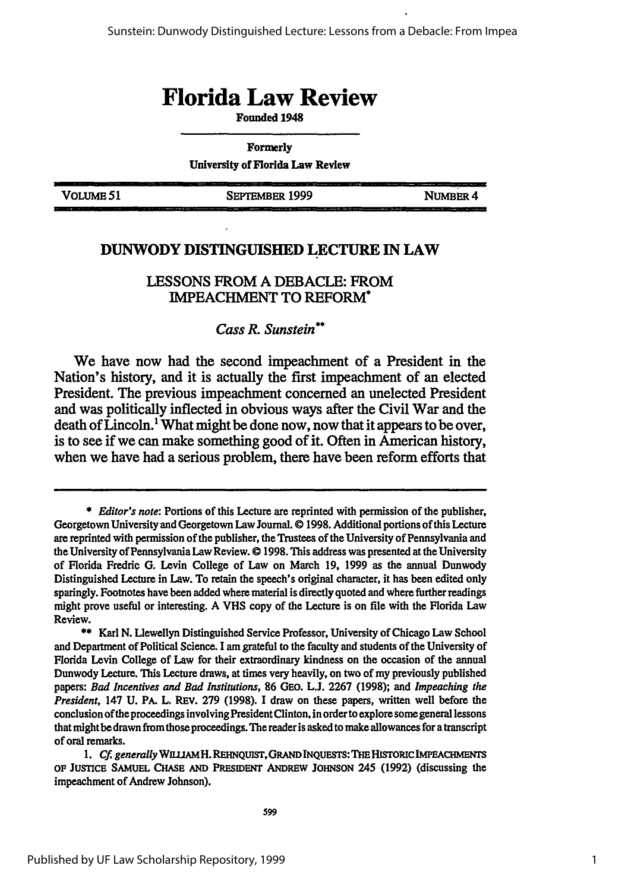# Florida Law Review

Founded 1948

Formerly

University of Florida Law Review

VOLUME 51 | SEPTEMBER 1999 | NUMBER 4

## DUNWODY DISTINGUISHED LECTURE IN LAW

### LESSONS FROM A DEBACLE: FROM IMPEACHMENT TO REFORM*

*Cass R. Sunstein***

We have now had the second impeachment of a President in the Nation's history, and it is actually the first impeachment of an elected President. The previous impeachment concerned an unelected President and was politically inflected in obvious ways after the Civil War and the death of Lincoln.[1] What might be done now, now that it appears to be over, is to see if we can make something good of it. Often in American history, when we have had a serious problem, there have been reform efforts that

---

\* *Editor's note:* Portions of this Lecture are reprinted with permission of the publisher, Georgetown University and Georgetown Law Journal. © 1998. Additional portions of this Lecture are reprinted with permission of the publisher, the Trustees of the University of Pennsylvania and the University of Pennsylvania Law Review. © 1998. This address was presented at the University of Florida Fredric G. Levin College of Law on March 19, 1999 as the annual Dunwody Distinguished Lecture in Law. To retain the speech's original character, it has been edited only sparingly. Footnotes have been added where material is directly quoted and where further readings might prove useful or interesting. A VHS copy of the Lecture is on file with the Florida Law Review.

\*\* Karl N. Llewellyn Distinguished Service Professor, University of Chicago Law School and Department of Political Science. I am grateful to the faculty and students of the University of Florida Levin College of Law for their extraordinary kindness on the occasion of the annual Dunwody Lecture. This Lecture draws, at times very heavily, on two of my previously published papers: *Bad Incentives and Bad Institutions*, 86 GEO. L.J. 2267 (1998); and *Impeaching the President*, 147 U. PA. L. REV. 279 (1998). I draw on these papers, written well before the conclusion of the proceedings involving President Clinton, in order to explore some general lessons that might be drawn from those proceedings. The reader is asked to make allowances for a transcript of oral remarks.

1. *Cf. generally* WILLIAM H. REHNQUIST, GRAND INQUESTS: THE HISTORIC IMPEACHMENTS OF JUSTICE SAMUEL CHASE AND PRESIDENT ANDREW JOHNSON 245 (1992) (discussing the impeachment of Andrew Johnson).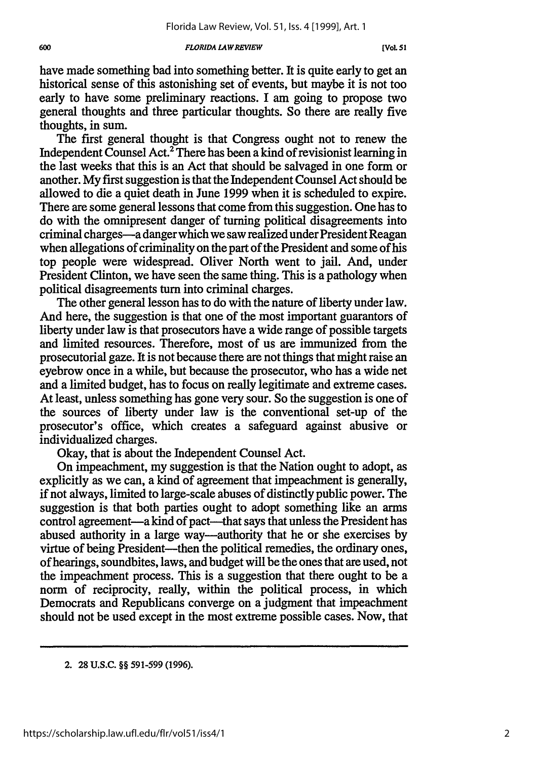have made something bad into something better. It is quite early to get an historical sense of this astonishing set of events, but maybe it is not too early to have some preliminary reactions. I am going to propose two general thoughts and three particular thoughts. So there are really five thoughts, in sum.

The first general thought is that Congress ought not to renew the Independent Counsel Act.[2] There has been a kind of revisionist learning in the last weeks that this is an Act that should be salvaged in one form or another. My first suggestion is that the Independent Counsel Act should be allowed to die a quiet death in June 1999 when it is scheduled to expire. There are some general lessons that come from this suggestion. One has to do with the omnipresent danger of turning political disagreements into criminal charges—a danger which we saw realized under President Reagan when allegations of criminality on the part of the President and some of his top people were widespread. Oliver North went to jail. And, under President Clinton, we have seen the same thing. This is a pathology when political disagreements turn into criminal charges.

The other general lesson has to do with the nature of liberty under law. And here, the suggestion is that one of the most important guarantors of liberty under law is that prosecutors have a wide range of possible targets and limited resources. Therefore, most of us are immunized from the prosecutorial gaze. It is not because there are not things that might raise an eyebrow once in a while, but because the prosecutor, who has a wide net and a limited budget, has to focus on really legitimate and extreme cases. At least, unless something has gone very sour. So the suggestion is one of the sources of liberty under law is the conventional set-up of the prosecutor's office, which creates a safeguard against abusive or individualized charges.

Okay, that is about the Independent Counsel Act.

On impeachment, my suggestion is that the Nation ought to adopt, as explicitly as we can, a kind of agreement that impeachment is generally, if not always, limited to large-scale abuses of distinctly public power. The suggestion is that both parties ought to adopt something like an arms control agreement—a kind of pact—that says that unless the President has abused authority in a large way—authority that he or she exercises by virtue of being President—then the political remedies, the ordinary ones, of hearings, soundbites, laws, and budget will be the ones that are used, not the impeachment process. This is a suggestion that there ought to be a norm of reciprocity, really, within the political process, in which Democrats and Republicans converge on a judgment that impeachment should not be used except in the most extreme possible cases. Now, that

2. 28 U.S.C. §§ 591-599 (1996).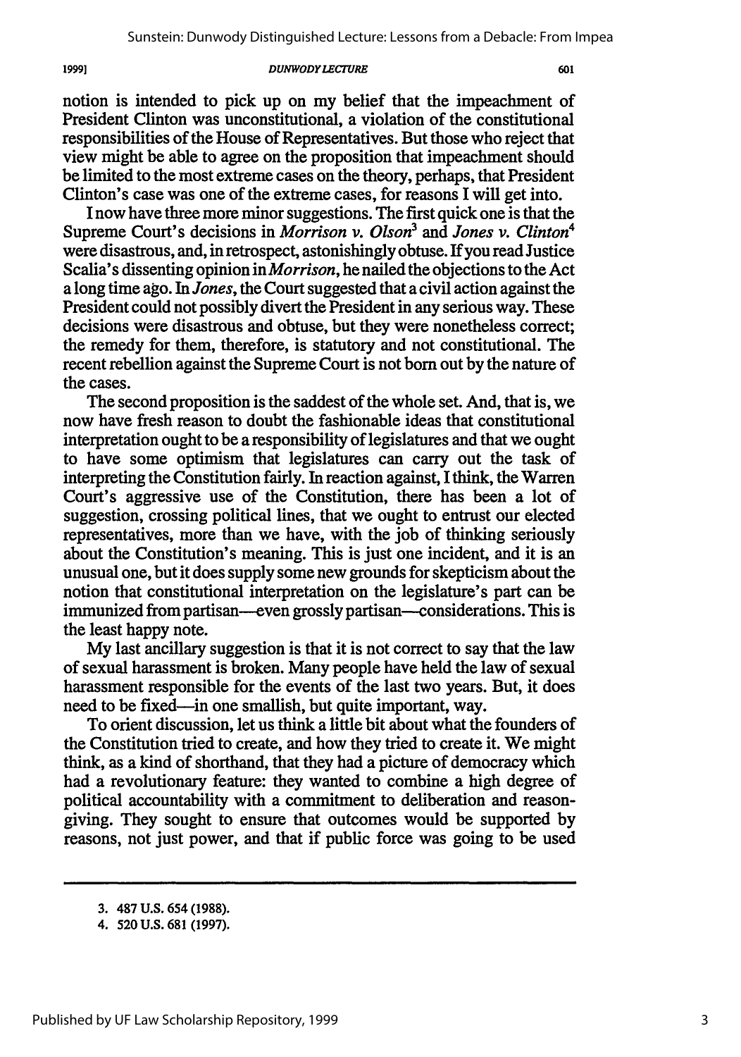notion is intended to pick up on my belief that the impeachment of President Clinton was unconstitutional, a violation of the constitutional responsibilities of the House of Representatives. But those who reject that view might be able to agree on the proposition that impeachment should be limited to the most extreme cases on the theory, perhaps, that President Clinton's case was one of the extreme cases, for reasons I will get into.

I now have three more minor suggestions. The first quick one is that the Supreme Court's decisions in *Morrison v. Olson*[3] and *Jones v. Clinton*[4] were disastrous, and, in retrospect, astonishingly obtuse. If you read Justice Scalia's dissenting opinion in *Morrison*, he nailed the objections to the Act a long time ago. In *Jones*, the Court suggested that a civil action against the President could not possibly divert the President in any serious way. These decisions were disastrous and obtuse, but they were nonetheless correct; the remedy for them, therefore, is statutory and not constitutional. The recent rebellion against the Supreme Court is not born out by the nature of the cases.

The second proposition is the saddest of the whole set. And, that is, we now have fresh reason to doubt the fashionable ideas that constitutional interpretation ought to be a responsibility of legislatures and that we ought to have some optimism that legislatures can carry out the task of interpreting the Constitution fairly. In reaction against, I think, the Warren Court's aggressive use of the Constitution, there has been a lot of suggestion, crossing political lines, that we ought to entrust our elected representatives, more than we have, with the job of thinking seriously about the Constitution's meaning. This is just one incident, and it is an unusual one, but it does supply some new grounds for skepticism about the notion that constitutional interpretation on the legislature's part can be immunized from partisan—even grossly partisan—considerations. This is the least happy note.

My last ancillary suggestion is that it is not correct to say that the law of sexual harassment is broken. Many people have held the law of sexual harassment responsible for the events of the last two years. But, it does need to be fixed—in one smallish, but quite important, way.

To orient discussion, let us think a little bit about what the founders of the Constitution tried to create, and how they tried to create it. We might think, as a kind of shorthand, that they had a picture of democracy which had a revolutionary feature: they wanted to combine a high degree of political accountability with a commitment to deliberation and reason-giving. They sought to ensure that outcomes would be supported by reasons, not just power, and that if public force was going to be used

---

3. 487 U.S. 654 (1988).

4. 520 U.S. 681 (1997).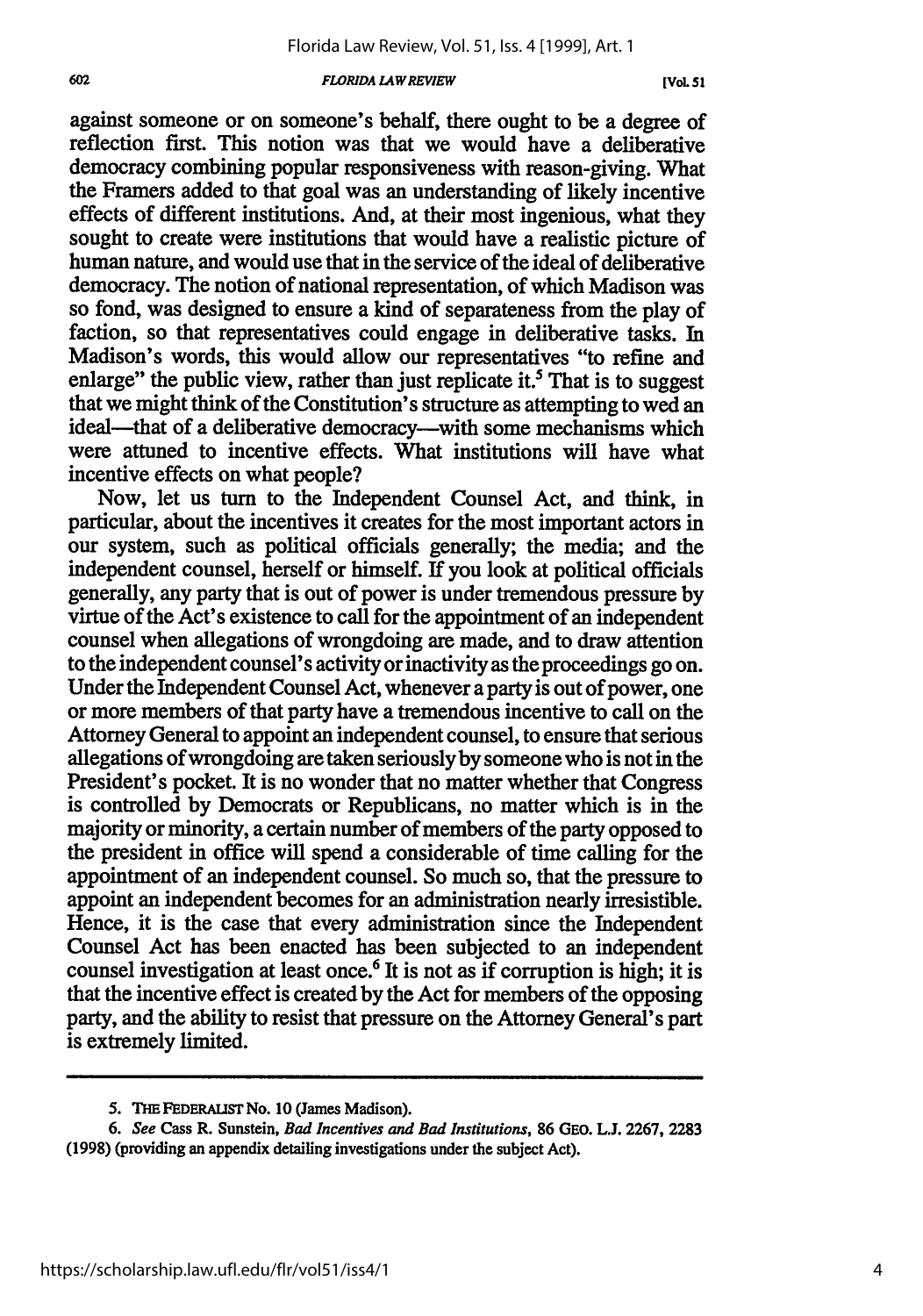against someone or on someone's behalf, there ought to be a degree of reflection first. This notion was that we would have a deliberative democracy combining popular responsiveness with reason-giving. What the Framers added to that goal was an understanding of likely incentive effects of different institutions. And, at their most ingenious, what they sought to create were institutions that would have a realistic picture of human nature, and would use that in the service of the ideal of deliberative democracy. The notion of national representation, of which Madison was so fond, was designed to ensure a kind of separateness from the play of faction, so that representatives could engage in deliberative tasks. In Madison's words, this would allow our representatives "to refine and enlarge" the public view, rather than just replicate it.[5] That is to suggest that we might think of the Constitution's structure as attempting to wed an ideal—that of a deliberative democracy—with some mechanisms which were attuned to incentive effects. What institutions will have what incentive effects on what people?

Now, let us turn to the Independent Counsel Act, and think, in particular, about the incentives it creates for the most important actors in our system, such as political officials generally; the media; and the independent counsel, herself or himself. If you look at political officials generally, any party that is out of power is under tremendous pressure by virtue of the Act's existence to call for the appointment of an independent counsel when allegations of wrongdoing are made, and to draw attention to the independent counsel's activity or inactivity as the proceedings go on. Under the Independent Counsel Act, whenever a party is out of power, one or more members of that party have a tremendous incentive to call on the Attorney General to appoint an independent counsel, to ensure that serious allegations of wrongdoing are taken seriously by someone who is not in the President's pocket. It is no wonder that no matter whether that Congress is controlled by Democrats or Republicans, no matter which is in the majority or minority, a certain number of members of the party opposed to the president in office will spend a considerable of time calling for the appointment of an independent counsel. So much so, that the pressure to appoint an independent becomes for an administration nearly irresistible. Hence, it is the case that every administration since the Independent Counsel Act has been enacted has been subjected to an independent counsel investigation at least once.[6] It is not as if corruption is high; it is that the incentive effect is created by the Act for members of the opposing party, and the ability to resist that pressure on the Attorney General's part is extremely limited.

---

5. THE FEDERALIST No. 10 (James Madison).

6. *See* Cass R. Sunstein, *Bad Incentives and Bad Institutions*, 86 GEO. L.J. 2267, 2283 (1998) (providing an appendix detailing investigations under the subject Act).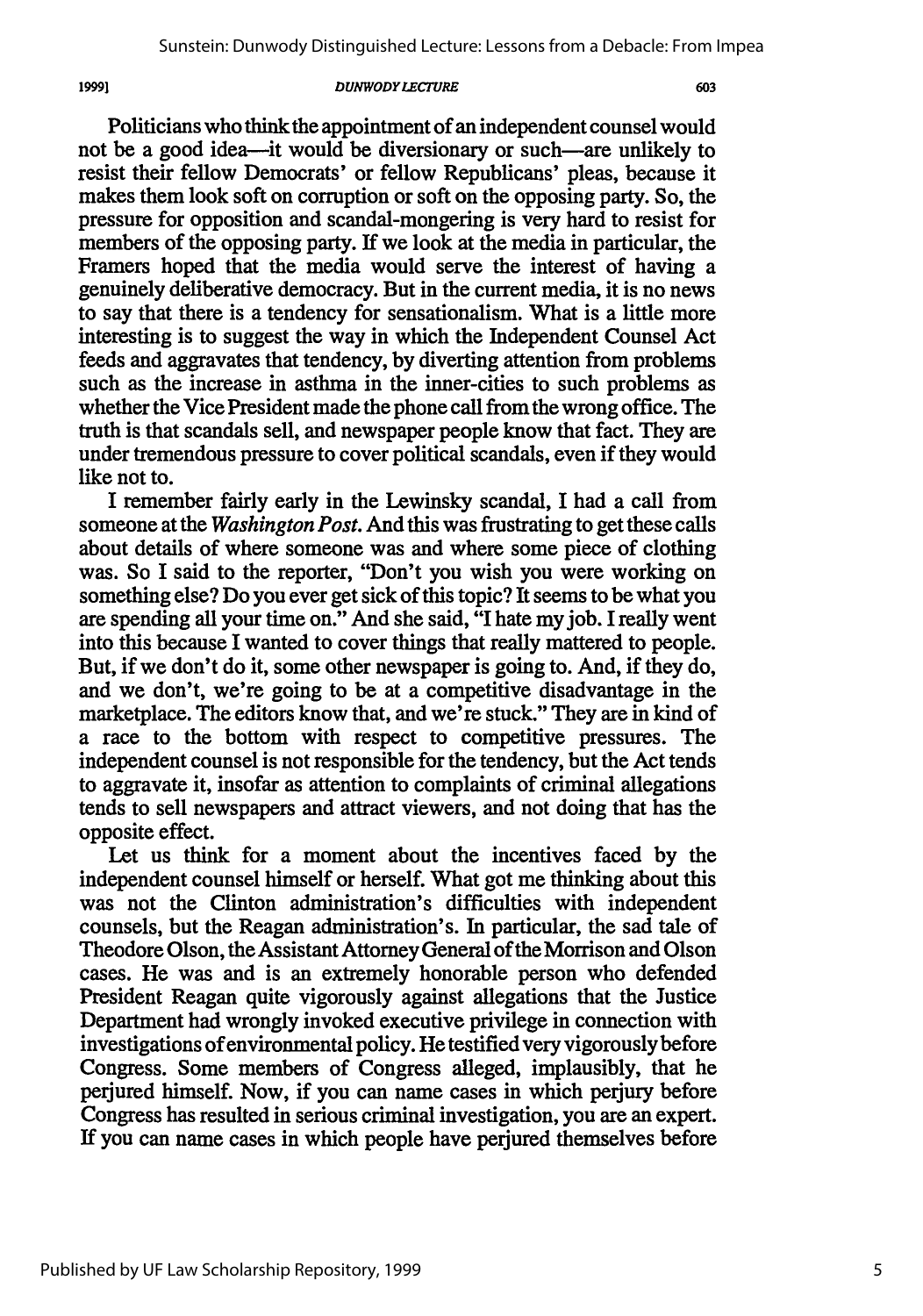Politicians who think the appointment of an independent counsel would not be a good idea—it would be diversionary or such—are unlikely to resist their fellow Democrats' or fellow Republicans' pleas, because it makes them look soft on corruption or soft on the opposing party. So, the pressure for opposition and scandal-mongering is very hard to resist for members of the opposing party. If we look at the media in particular, the Framers hoped that the media would serve the interest of having a genuinely deliberative democracy. But in the current media, it is no news to say that there is a tendency for sensationalism. What is a little more interesting is to suggest the way in which the Independent Counsel Act feeds and aggravates that tendency, by diverting attention from problems such as the increase in asthma in the inner-cities to such problems as whether the Vice President made the phone call from the wrong office. The truth is that scandals sell, and newspaper people know that fact. They are under tremendous pressure to cover political scandals, even if they would like not to.

I remember fairly early in the Lewinsky scandal, I had a call from someone at the *Washington Post*. And this was frustrating to get these calls about details of where someone was and where some piece of clothing was. So I said to the reporter, "Don't you wish you were working on something else? Do you ever get sick of this topic? It seems to be what you are spending all your time on." And she said, "I hate my job. I really went into this because I wanted to cover things that really mattered to people. But, if we don't do it, some other newspaper is going to. And, if they do, and we don't, we're going to be at a competitive disadvantage in the marketplace. The editors know that, and we're stuck." They are in kind of a race to the bottom with respect to competitive pressures. The independent counsel is not responsible for the tendency, but the Act tends to aggravate it, insofar as attention to complaints of criminal allegations tends to sell newspapers and attract viewers, and not doing that has the opposite effect.

Let us think for a moment about the incentives faced by the independent counsel himself or herself. What got me thinking about this was not the Clinton administration's difficulties with independent counsels, but the Reagan administration's. In particular, the sad tale of Theodore Olson, the Assistant Attorney General of the Morrison and Olson cases. He was and is an extremely honorable person who defended President Reagan quite vigorously against allegations that the Justice Department had wrongly invoked executive privilege in connection with investigations of environmental policy. He testified very vigorously before Congress. Some members of Congress alleged, implausibly, that he perjured himself. Now, if you can name cases in which perjury before Congress has resulted in serious criminal investigation, you are an expert. If you can name cases in which people have perjured themselves before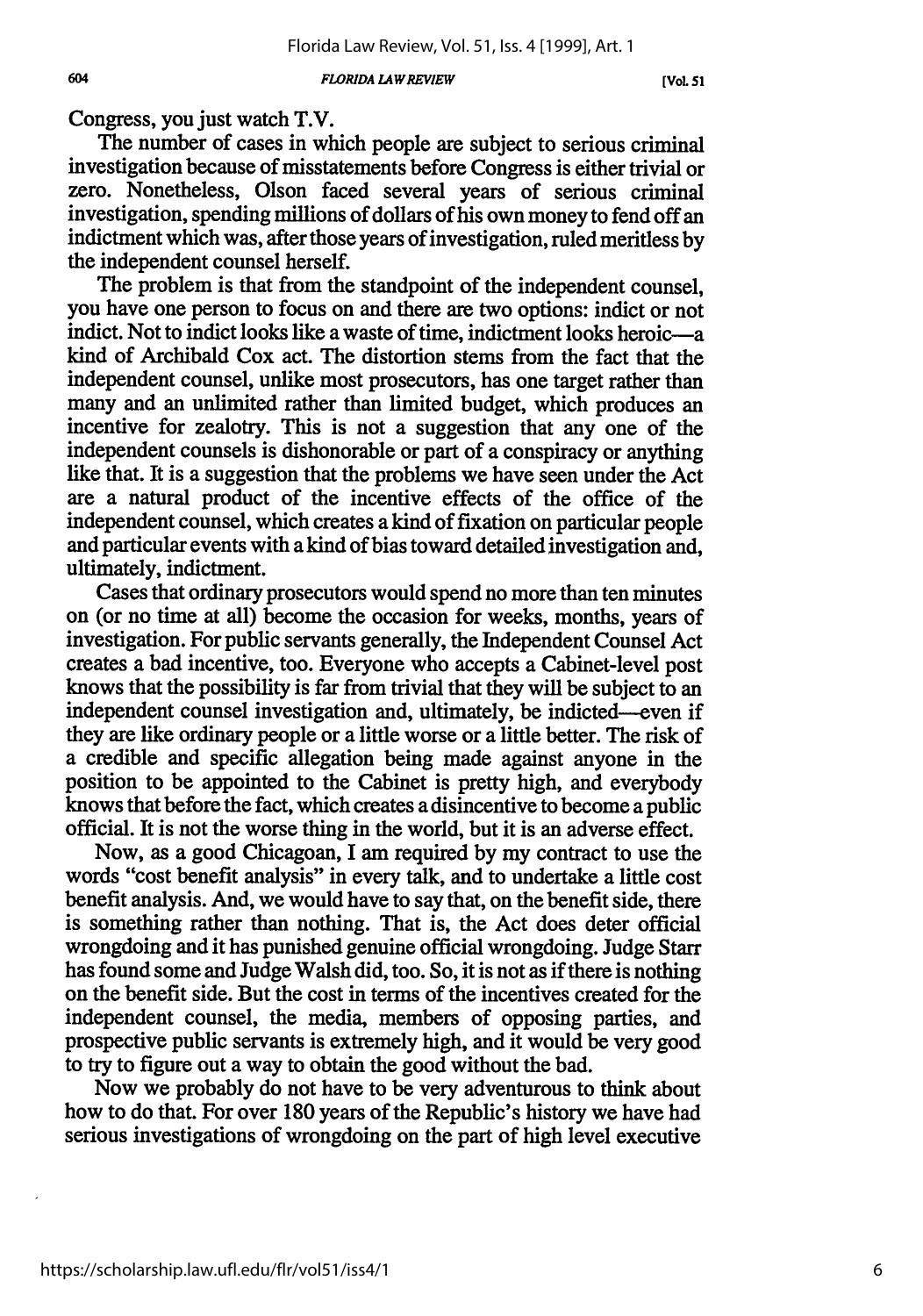Congress, you just watch T.V.

The number of cases in which people are subject to serious criminal investigation because of misstatements before Congress is either trivial or zero. Nonetheless, Olson faced several years of serious criminal investigation, spending millions of dollars of his own money to fend off an indictment which was, after those years of investigation, ruled meritless by the independent counsel herself.

The problem is that from the standpoint of the independent counsel, you have one person to focus on and there are two options: indict or not indict. Not to indict looks like a waste of time, indictment looks heroic—a kind of Archibald Cox act. The distortion stems from the fact that the independent counsel, unlike most prosecutors, has one target rather than many and an unlimited rather than limited budget, which produces an incentive for zealotry. This is not a suggestion that any one of the independent counsels is dishonorable or part of a conspiracy or anything like that. It is a suggestion that the problems we have seen under the Act are a natural product of the incentive effects of the office of the independent counsel, which creates a kind of fixation on particular people and particular events with a kind of bias toward detailed investigation and, ultimately, indictment.

Cases that ordinary prosecutors would spend no more than ten minutes on (or no time at all) become the occasion for weeks, months, years of investigation. For public servants generally, the Independent Counsel Act creates a bad incentive, too. Everyone who accepts a Cabinet-level post knows that the possibility is far from trivial that they will be subject to an independent counsel investigation and, ultimately, be indicted—even if they are like ordinary people or a little worse or a little better. The risk of a credible and specific allegation being made against anyone in the position to be appointed to the Cabinet is pretty high, and everybody knows that before the fact, which creates a disincentive to become a public official. It is not the worse thing in the world, but it is an adverse effect.

Now, as a good Chicagoan, I am required by my contract to use the words "cost benefit analysis" in every talk, and to undertake a little cost benefit analysis. And, we would have to say that, on the benefit side, there is something rather than nothing. That is, the Act does deter official wrongdoing and it has punished genuine official wrongdoing. Judge Starr has found some and Judge Walsh did, too. So, it is not as if there is nothing on the benefit side. But the cost in terms of the incentives created for the independent counsel, the media, members of opposing parties, and prospective public servants is extremely high, and it would be very good to try to figure out a way to obtain the good without the bad.

Now we probably do not have to be very adventurous to think about how to do that. For over 180 years of the Republic's history we have had serious investigations of wrongdoing on the part of high level executive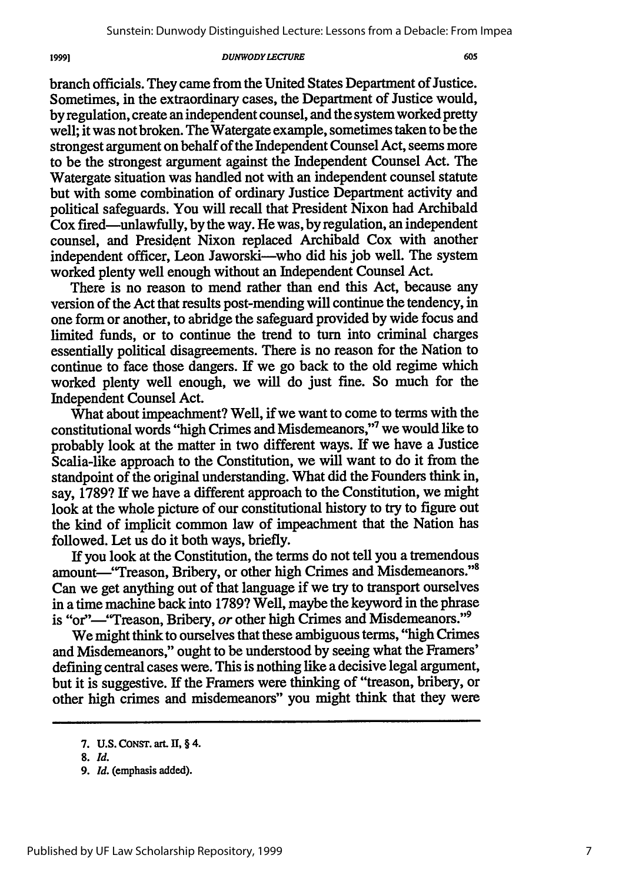branch officials. They came from the United States Department of Justice. Sometimes, in the extraordinary cases, the Department of Justice would, by regulation, create an independent counsel, and the system worked pretty well; it was not broken. The Watergate example, sometimes taken to be the strongest argument on behalf of the Independent Counsel Act, seems more to be the strongest argument against the Independent Counsel Act. The Watergate situation was handled not with an independent counsel statute but with some combination of ordinary Justice Department activity and political safeguards. You will recall that President Nixon had Archibald Cox fired—unlawfully, by the way. He was, by regulation, an independent counsel, and President Nixon replaced Archibald Cox with another independent officer, Leon Jaworski—who did his job well. The system worked plenty well enough without an Independent Counsel Act.

There is no reason to mend rather than end this Act, because any version of the Act that results post-mending will continue the tendency, in one form or another, to abridge the safeguard provided by wide focus and limited funds, or to continue the trend to turn into criminal charges essentially political disagreements. There is no reason for the Nation to continue to face those dangers. If we go back to the old regime which worked plenty well enough, we will do just fine. So much for the Independent Counsel Act.

What about impeachment? Well, if we want to come to terms with the constitutional words "high Crimes and Misdemeanors,"[7] we would like to probably look at the matter in two different ways. If we have a Justice Scalia-like approach to the Constitution, we will want to do it from the standpoint of the original understanding. What did the Founders think in, say, 1789? If we have a different approach to the Constitution, we might look at the whole picture of our constitutional history to try to figure out the kind of implicit common law of impeachment that the Nation has followed. Let us do it both ways, briefly.

If you look at the Constitution, the terms do not tell you a tremendous amount—"Treason, Bribery, or other high Crimes and Misdemeanors."[8] Can we get anything out of that language if we try to transport ourselves in a time machine back into 1789? Well, maybe the keyword in the phrase is "or"—"Treason, Bribery, *or* other high Crimes and Misdemeanors."[9]

We might think to ourselves that these ambiguous terms, "high Crimes and Misdemeanors," ought to be understood by seeing what the Framers' defining central cases were. This is nothing like a decisive legal argument, but it is suggestive. If the Framers were thinking of "treason, bribery, or other high crimes and misdemeanors" you might think that they were

---

7. U.S. CONST. art. II, § 4.

8. *Id.*

9. *Id.* (emphasis added).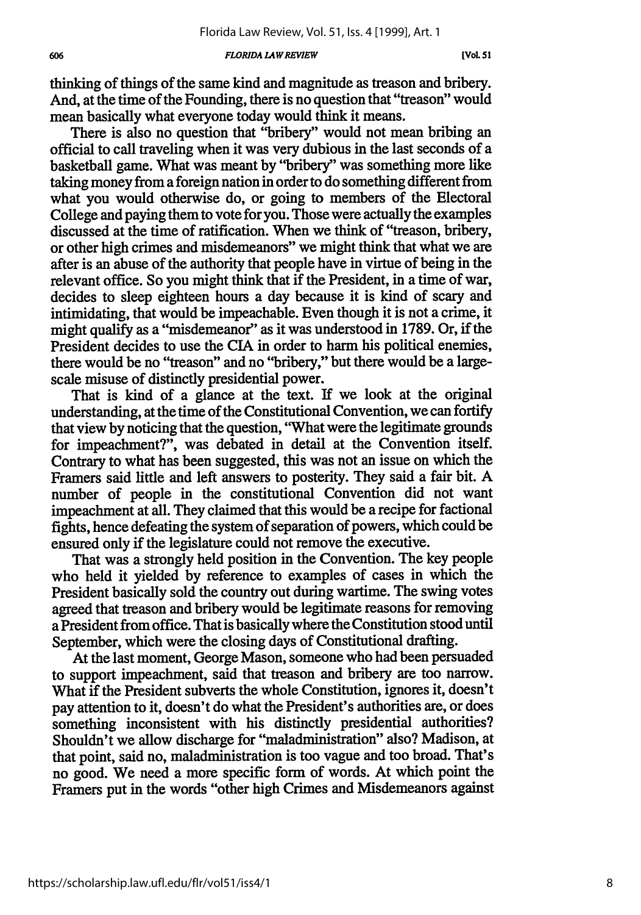thinking of things of the same kind and magnitude as treason and bribery. And, at the time of the Founding, there is no question that "treason" would mean basically what everyone today would think it means.

There is also no question that "bribery" would not mean bribing an official to call traveling when it was very dubious in the last seconds of a basketball game. What was meant by "bribery" was something more like taking money from a foreign nation in order to do something different from what you would otherwise do, or going to members of the Electoral College and paying them to vote for you. Those were actually the examples discussed at the time of ratification. When we think of "treason, bribery, or other high crimes and misdemeanors" we might think that what we are after is an abuse of the authority that people have in virtue of being in the relevant office. So you might think that if the President, in a time of war, decides to sleep eighteen hours a day because it is kind of scary and intimidating, that would be impeachable. Even though it is not a crime, it might qualify as a "misdemeanor" as it was understood in 1789. Or, if the President decides to use the CIA in order to harm his political enemies, there would be no "treason" and no "bribery," but there would be a large-scale misuse of distinctly presidential power.

That is kind of a glance at the text. If we look at the original understanding, at the time of the Constitutional Convention, we can fortify that view by noticing that the question, "What were the legitimate grounds for impeachment?", was debated in detail at the Convention itself. Contrary to what has been suggested, this was not an issue on which the Framers said little and left answers to posterity. They said a fair bit. A number of people in the constitutional Convention did not want impeachment at all. They claimed that this would be a recipe for factional fights, hence defeating the system of separation of powers, which could be ensured only if the legislature could not remove the executive.

That was a strongly held position in the Convention. The key people who held it yielded by reference to examples of cases in which the President basically sold the country out during wartime. The swing votes agreed that treason and bribery would be legitimate reasons for removing a President from office. That is basically where the Constitution stood until September, which were the closing days of Constitutional drafting.

At the last moment, George Mason, someone who had been persuaded to support impeachment, said that treason and bribery are too narrow. What if the President subverts the whole Constitution, ignores it, doesn't pay attention to it, doesn't do what the President's authorities are, or does something inconsistent with his distinctly presidential authorities? Shouldn't we allow discharge for "maladministration" also? Madison, at that point, said no, maladministration is too vague and too broad. That's no good. We need a more specific form of words. At which point the Framers put in the words "other high Crimes and Misdemeanors against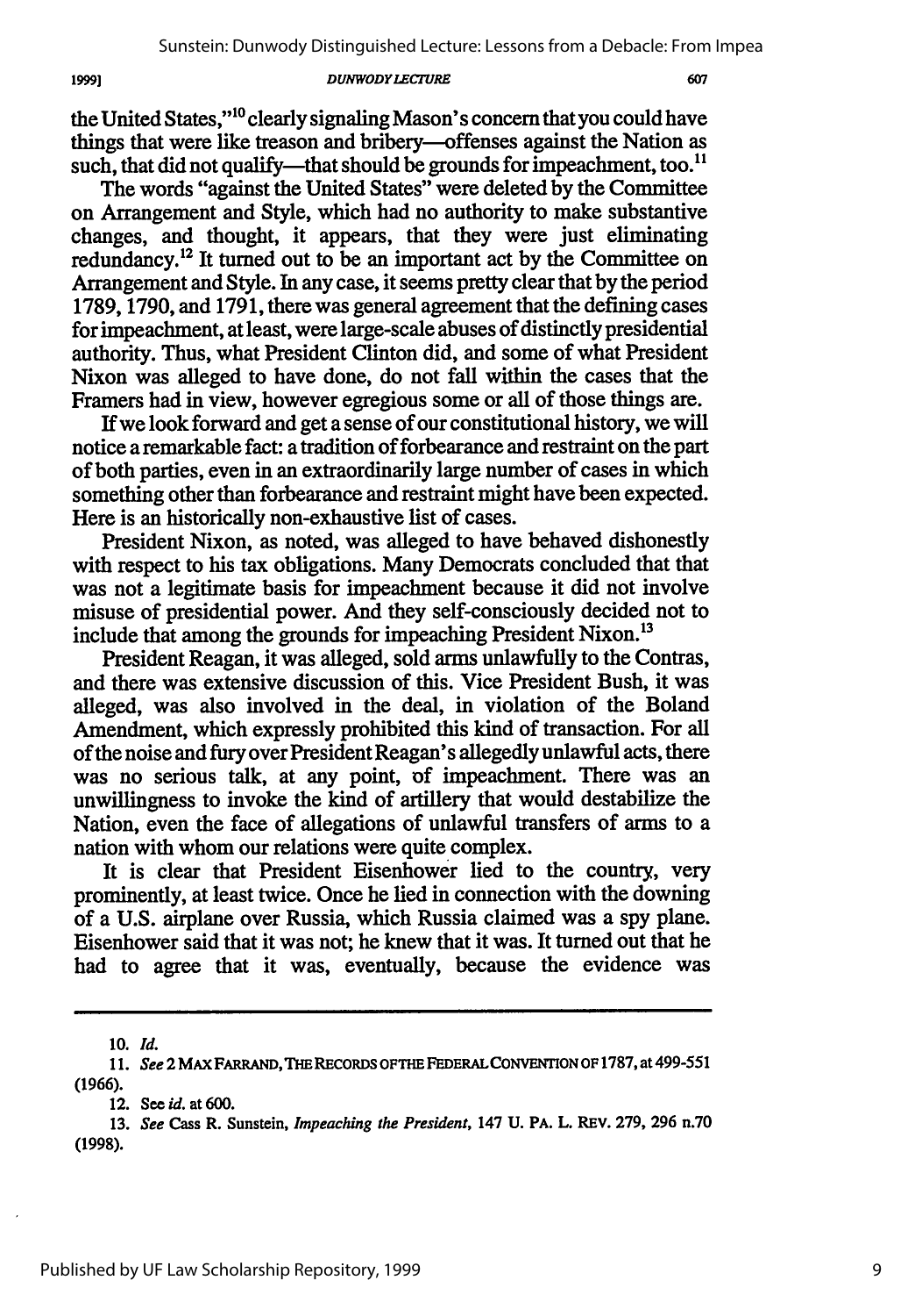the United States,"[10] clearly signaling Mason's concern that you could have things that were like treason and bribery—offenses against the Nation as such, that did not qualify—that should be grounds for impeachment, too.[11]

The words "against the United States" were deleted by the Committee on Arrangement and Style, which had no authority to make substantive changes, and thought, it appears, that they were just eliminating redundancy.[12] It turned out to be an important act by the Committee on Arrangement and Style. In any case, it seems pretty clear that by the period 1789, 1790, and 1791, there was general agreement that the defining cases for impeachment, at least, were large-scale abuses of distinctly presidential authority. Thus, what President Clinton did, and some of what President Nixon was alleged to have done, do not fall within the cases that the Framers had in view, however egregious some or all of those things are.

If we look forward and get a sense of our constitutional history, we will notice a remarkable fact: a tradition of forbearance and restraint on the part of both parties, even in an extraordinarily large number of cases in which something other than forbearance and restraint might have been expected. Here is an historically non-exhaustive list of cases.

President Nixon, as noted, was alleged to have behaved dishonestly with respect to his tax obligations. Many Democrats concluded that that was not a legitimate basis for impeachment because it did not involve misuse of presidential power. And they self-consciously decided not to include that among the grounds for impeaching President Nixon.[13]

President Reagan, it was alleged, sold arms unlawfully to the Contras, and there was extensive discussion of this. Vice President Bush, it was alleged, was also involved in the deal, in violation of the Boland Amendment, which expressly prohibited this kind of transaction. For all of the noise and fury over President Reagan's allegedly unlawful acts, there was no serious talk, at any point, of impeachment. There was an unwillingness to invoke the kind of artillery that would destabilize the Nation, even the face of allegations of unlawful transfers of arms to a nation with whom our relations were quite complex.

It is clear that President Eisenhower lied to the country, very prominently, at least twice. Once he lied in connection with the downing of a U.S. airplane over Russia, which Russia claimed was a spy plane. Eisenhower said that it was not; he knew that it was. It turned out that he had to agree that it was, eventually, because the evidence was

---

10. *Id.*

11. *See* 2 MAX FARRAND, THE RECORDS OF THE FEDERAL CONVENTION OF 1787, at 499-551 (1966).

12. See *id.* at 600.

13. *See* Cass R. Sunstein, *Impeaching the President*, 147 U. PA. L. REV. 279, 296 n.70 (1998).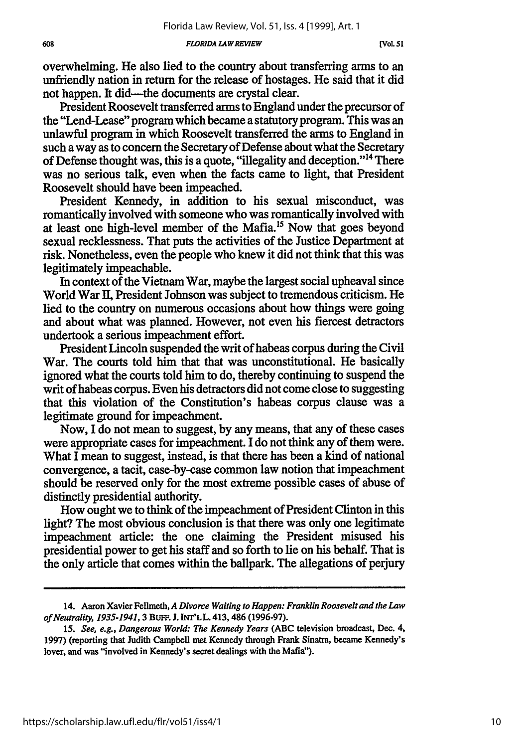overwhelming. He also lied to the country about transferring arms to an unfriendly nation in return for the release of hostages. He said that it did not happen. It did—the documents are crystal clear.

President Roosevelt transferred arms to England under the precursor of the "Lend-Lease" program which became a statutory program. This was an unlawful program in which Roosevelt transferred the arms to England in such a way as to concern the Secretary of Defense about what the Secretary of Defense thought was, this is a quote, "illegality and deception."[14] There was no serious talk, even when the facts came to light, that President Roosevelt should have been impeached.

President Kennedy, in addition to his sexual misconduct, was romantically involved with someone who was romantically involved with at least one high-level member of the Mafia.[15] Now that goes beyond sexual recklessness. That puts the activities of the Justice Department at risk. Nonetheless, even the people who knew it did not think that this was legitimately impeachable.

In context of the Vietnam War, maybe the largest social upheaval since World War II, President Johnson was subject to tremendous criticism. He lied to the country on numerous occasions about how things were going and about what was planned. However, not even his fiercest detractors undertook a serious impeachment effort.

President Lincoln suspended the writ of habeas corpus during the Civil War. The courts told him that that was unconstitutional. He basically ignored what the courts told him to do, thereby continuing to suspend the writ of habeas corpus. Even his detractors did not come close to suggesting that this violation of the Constitution's habeas corpus clause was a legitimate ground for impeachment.

Now, I do not mean to suggest, by any means, that any of these cases were appropriate cases for impeachment. I do not think any of them were. What I mean to suggest, instead, is that there has been a kind of national convergence, a tacit, case-by-case common law notion that impeachment should be reserved only for the most extreme possible cases of abuse of distinctly presidential authority.

How ought we to think of the impeachment of President Clinton in this light? The most obvious conclusion is that there was only one legitimate impeachment article: the one claiming the President misused his presidential power to get his staff and so forth to lie on his behalf. That is the only article that comes within the ballpark. The allegations of perjury

---

14. Aaron Xavier Fellmeth, *A Divorce Waiting to Happen: Franklin Roosevelt and the Law of Neutrality, 1935-1941*, 3 BUFF. J. INT'L L. 413, 486 (1996-97).

15. *See, e.g., Dangerous World: The Kennedy Years* (ABC television broadcast, Dec. 4, 1997) (reporting that Judith Campbell met Kennedy through Frank Sinatra, became Kennedy's lover, and was "involved in Kennedy's secret dealings with the Mafia").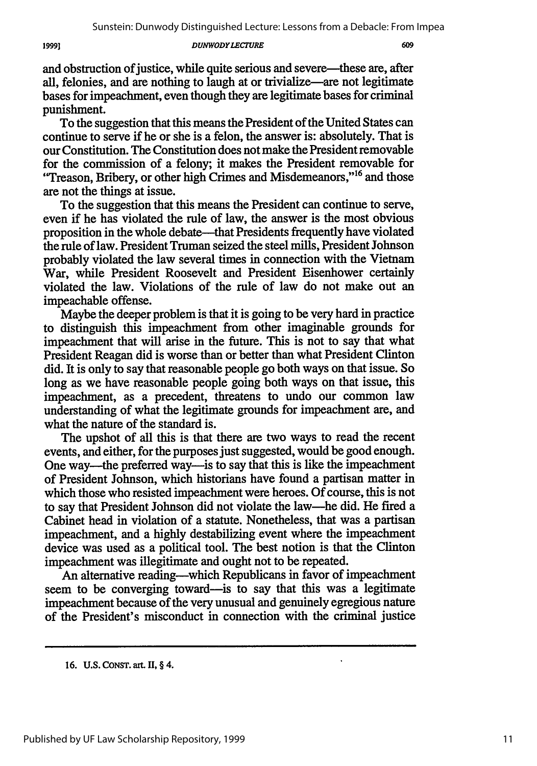and obstruction of justice, while quite serious and severe—these are, after all, felonies, and are nothing to laugh at or trivialize—are not legitimate bases for impeachment, even though they are legitimate bases for criminal punishment.

To the suggestion that this means the President of the United States can continue to serve if he or she is a felon, the answer is: absolutely. That is our Constitution. The Constitution does not make the President removable for the commission of a felony; it makes the President removable for "Treason, Bribery, or other high Crimes and Misdemeanors,"[16] and those are not the things at issue.

To the suggestion that this means the President can continue to serve, even if he has violated the rule of law, the answer is the most obvious proposition in the whole debate—that Presidents frequently have violated the rule of law. President Truman seized the steel mills, President Johnson probably violated the law several times in connection with the Vietnam War, while President Roosevelt and President Eisenhower certainly violated the law. Violations of the rule of law do not make out an impeachable offense.

Maybe the deeper problem is that it is going to be very hard in practice to distinguish this impeachment from other imaginable grounds for impeachment that will arise in the future. This is not to say that what President Reagan did is worse than or better than what President Clinton did. It is only to say that reasonable people go both ways on that issue. So long as we have reasonable people going both ways on that issue, this impeachment, as a precedent, threatens to undo our common law understanding of what the legitimate grounds for impeachment are, and what the nature of the standard is.

The upshot of all this is that there are two ways to read the recent events, and either, for the purposes just suggested, would be good enough. One way—the preferred way—is to say that this is like the impeachment of President Johnson, which historians have found a partisan matter in which those who resisted impeachment were heroes. Of course, this is not to say that President Johnson did not violate the law—he did. He fired a Cabinet head in violation of a statute. Nonetheless, that was a partisan impeachment, and a highly destabilizing event where the impeachment device was used as a political tool. The best notion is that the Clinton impeachment was illegitimate and ought not to be repeated.

An alternative reading—which Republicans in favor of impeachment seem to be converging toward—is to say that this was a legitimate impeachment because of the very unusual and genuinely egregious nature of the President's misconduct in connection with the criminal justice

16. U.S. CONST. art. II, § 4.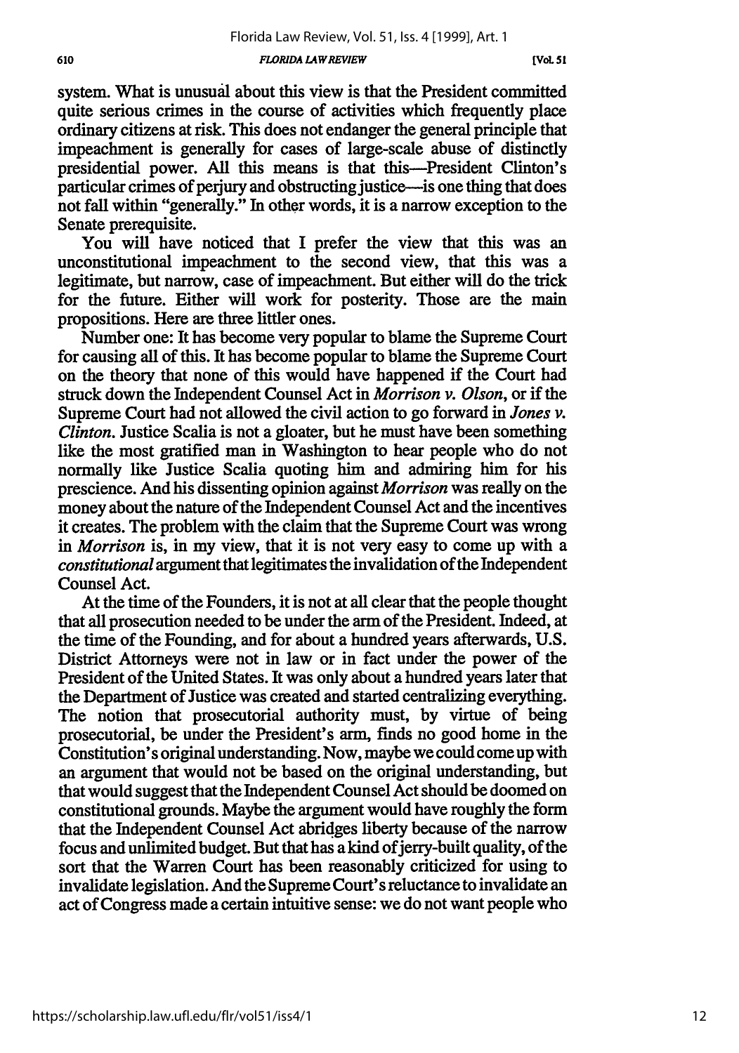system. What is unusual about this view is that the President committed quite serious crimes in the course of activities which frequently place ordinary citizens at risk. This does not endanger the general principle that impeachment is generally for cases of large-scale abuse of distinctly presidential power. All this means is that this—President Clinton's particular crimes of perjury and obstructing justice—is one thing that does not fall within "generally." In other words, it is a narrow exception to the Senate prerequisite.

You will have noticed that I prefer the view that this was an unconstitutional impeachment to the second view, that this was a legitimate, but narrow, case of impeachment. But either will do the trick for the future. Either will work for posterity. Those are the main propositions. Here are three littler ones.

Number one: It has become very popular to blame the Supreme Court for causing all of this. It has become popular to blame the Supreme Court on the theory that none of this would have happened if the Court had struck down the Independent Counsel Act in *Morrison v. Olson*, or if the Supreme Court had not allowed the civil action to go forward in *Jones v. Clinton*. Justice Scalia is not a gloater, but he must have been something like the most gratified man in Washington to hear people who do not normally like Justice Scalia quoting him and admiring him for his prescience. And his dissenting opinion against *Morrison* was really on the money about the nature of the Independent Counsel Act and the incentives it creates. The problem with the claim that the Supreme Court was wrong in *Morrison* is, in my view, that it is not very easy to come up with a *constitutional* argument that legitimates the invalidation of the Independent Counsel Act.

At the time of the Founders, it is not at all clear that the people thought that all prosecution needed to be under the arm of the President. Indeed, at the time of the Founding, and for about a hundred years afterwards, U.S. District Attorneys were not in law or in fact under the power of the President of the United States. It was only about a hundred years later that the Department of Justice was created and started centralizing everything. The notion that prosecutorial authority must, by virtue of being prosecutorial, be under the President's arm, finds no good home in the Constitution's original understanding. Now, maybe we could come up with an argument that would not be based on the original understanding, but that would suggest that the Independent Counsel Act should be doomed on constitutional grounds. Maybe the argument would have roughly the form that the Independent Counsel Act abridges liberty because of the narrow focus and unlimited budget. But that has a kind of jerry-built quality, of the sort that the Warren Court has been reasonably criticized for using to invalidate legislation. And the Supreme Court's reluctance to invalidate an act of Congress made a certain intuitive sense: we do not want people who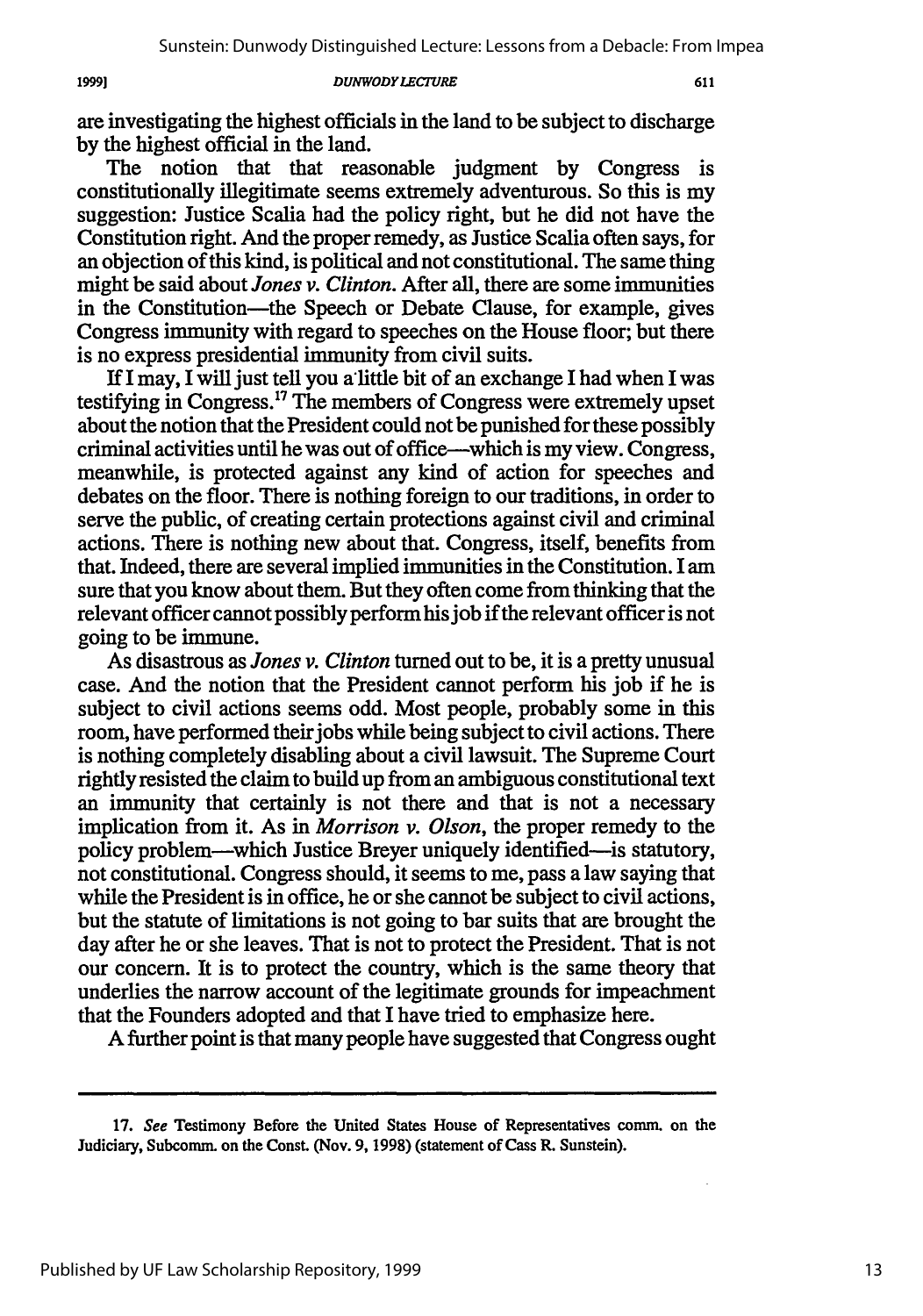are investigating the highest officials in the land to be subject to discharge by the highest official in the land.

The notion that that reasonable judgment by Congress is constitutionally illegitimate seems extremely adventurous. So this is my suggestion: Justice Scalia had the policy right, but he did not have the Constitution right. And the proper remedy, as Justice Scalia often says, for an objection of this kind, is political and not constitutional. The same thing might be said about *Jones v. Clinton*. After all, there are some immunities in the Constitution—the Speech or Debate Clause, for example, gives Congress immunity with regard to speeches on the House floor; but there is no express presidential immunity from civil suits.

If I may, I will just tell you a little bit of an exchange I had when I was testifying in Congress.[17] The members of Congress were extremely upset about the notion that the President could not be punished for these possibly criminal activities until he was out of office—which is my view. Congress, meanwhile, is protected against any kind of action for speeches and debates on the floor. There is nothing foreign to our traditions, in order to serve the public, of creating certain protections against civil and criminal actions. There is nothing new about that. Congress, itself, benefits from that. Indeed, there are several implied immunities in the Constitution. I am sure that you know about them. But they often come from thinking that the relevant officer cannot possibly perform his job if the relevant officer is not going to be immune.

As disastrous as *Jones v. Clinton* turned out to be, it is a pretty unusual case. And the notion that the President cannot perform his job if he is subject to civil actions seems odd. Most people, probably some in this room, have performed their jobs while being subject to civil actions. There is nothing completely disabling about a civil lawsuit. The Supreme Court rightly resisted the claim to build up from an ambiguous constitutional text an immunity that certainly is not there and that is not a necessary implication from it. As in *Morrison v. Olson*, the proper remedy to the policy problem—which Justice Breyer uniquely identified—is statutory, not constitutional. Congress should, it seems to me, pass a law saying that while the President is in office, he or she cannot be subject to civil actions, but the statute of limitations is not going to bar suits that are brought the day after he or she leaves. That is not to protect the President. That is not our concern. It is to protect the country, which is the same theory that underlies the narrow account of the legitimate grounds for impeachment that the Founders adopted and that I have tried to emphasize here.

A further point is that many people have suggested that Congress ought

---

17. *See* Testimony Before the United States House of Representatives comm. on the Judiciary, Subcomm. on the Const. (Nov. 9, 1998) (statement of Cass R. Sunstein).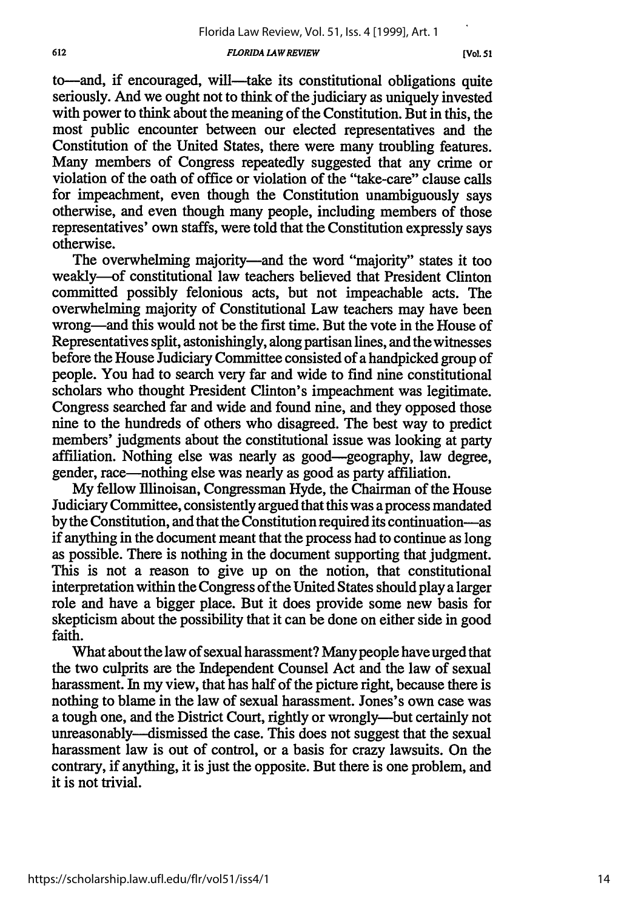to—and, if encouraged, will—take its constitutional obligations quite seriously. And we ought not to think of the judiciary as uniquely invested with power to think about the meaning of the Constitution. But in this, the most public encounter between our elected representatives and the Constitution of the United States, there were many troubling features. Many members of Congress repeatedly suggested that any crime or violation of the oath of office or violation of the "take-care" clause calls for impeachment, even though the Constitution unambiguously says otherwise, and even though many people, including members of those representatives' own staffs, were told that the Constitution expressly says otherwise.

The overwhelming majority—and the word "majority" states it too weakly—of constitutional law teachers believed that President Clinton committed possibly felonious acts, but not impeachable acts. The overwhelming majority of Constitutional Law teachers may have been wrong—and this would not be the first time. But the vote in the House of Representatives split, astonishingly, along partisan lines, and the witnesses before the House Judiciary Committee consisted of a handpicked group of people. You had to search very far and wide to find nine constitutional scholars who thought President Clinton's impeachment was legitimate. Congress searched far and wide and found nine, and they opposed those nine to the hundreds of others who disagreed. The best way to predict members' judgments about the constitutional issue was looking at party affiliation. Nothing else was nearly as good—geography, law degree, gender, race—nothing else was nearly as good as party affiliation.

My fellow Illinoisan, Congressman Hyde, the Chairman of the House Judiciary Committee, consistently argued that this was a process mandated by the Constitution, and that the Constitution required its continuation—as if anything in the document meant that the process had to continue as long as possible. There is nothing in the document supporting that judgment. This is not a reason to give up on the notion, that constitutional interpretation within the Congress of the United States should play a larger role and have a bigger place. But it does provide some new basis for skepticism about the possibility that it can be done on either side in good faith.

What about the law of sexual harassment? Many people have urged that the two culprits are the Independent Counsel Act and the law of sexual harassment. In my view, that has half of the picture right, because there is nothing to blame in the law of sexual harassment. Jones's own case was a tough one, and the District Court, rightly or wrongly—but certainly not unreasonably—dismissed the case. This does not suggest that the sexual harassment law is out of control, or a basis for crazy lawsuits. On the contrary, if anything, it is just the opposite. But there is one problem, and it is not trivial.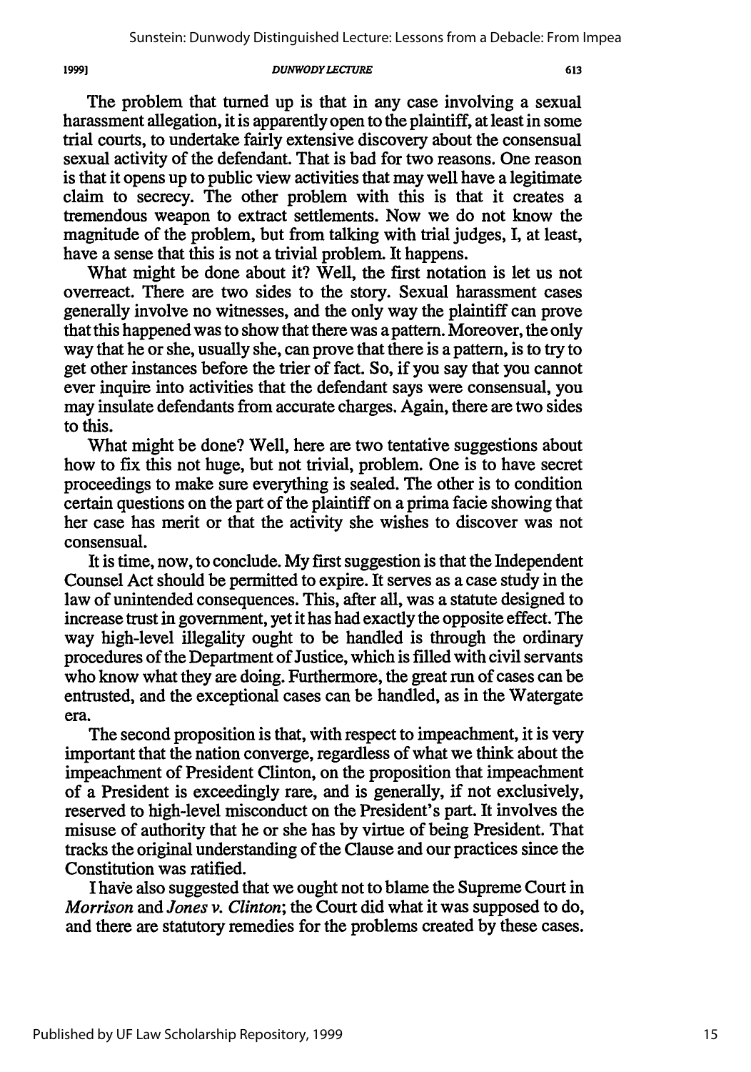The problem that turned up is that in any case involving a sexual harassment allegation, it is apparently open to the plaintiff, at least in some trial courts, to undertake fairly extensive discovery about the consensual sexual activity of the defendant. That is bad for two reasons. One reason is that it opens up to public view activities that may well have a legitimate claim to secrecy. The other problem with this is that it creates a tremendous weapon to extract settlements. Now we do not know the magnitude of the problem, but from talking with trial judges, I, at least, have a sense that this is not a trivial problem. It happens.

What might be done about it? Well, the first notation is let us not overreact. There are two sides to the story. Sexual harassment cases generally involve no witnesses, and the only way the plaintiff can prove that this happened was to show that there was a pattern. Moreover, the only way that he or she, usually she, can prove that there is a pattern, is to try to get other instances before the trier of fact. So, if you say that you cannot ever inquire into activities that the defendant says were consensual, you may insulate defendants from accurate charges. Again, there are two sides to this.

What might be done? Well, here are two tentative suggestions about how to fix this not huge, but not trivial, problem. One is to have secret proceedings to make sure everything is sealed. The other is to condition certain questions on the part of the plaintiff on a prima facie showing that her case has merit or that the activity she wishes to discover was not consensual.

It is time, now, to conclude. My first suggestion is that the Independent Counsel Act should be permitted to expire. It serves as a case study in the law of unintended consequences. This, after all, was a statute designed to increase trust in government, yet it has had exactly the opposite effect. The way high-level illegality ought to be handled is through the ordinary procedures of the Department of Justice, which is filled with civil servants who know what they are doing. Furthermore, the great run of cases can be entrusted, and the exceptional cases can be handled, as in the Watergate era.

The second proposition is that, with respect to impeachment, it is very important that the nation converge, regardless of what we think about the impeachment of President Clinton, on the proposition that impeachment of a President is exceedingly rare, and is generally, if not exclusively, reserved to high-level misconduct on the President's part. It involves the misuse of authority that he or she has by virtue of being President. That tracks the original understanding of the Clause and our practices since the Constitution was ratified.

I have also suggested that we ought not to blame the Supreme Court in *Morrison* and *Jones v. Clinton*; the Court did what it was supposed to do, and there are statutory remedies for the problems created by these cases.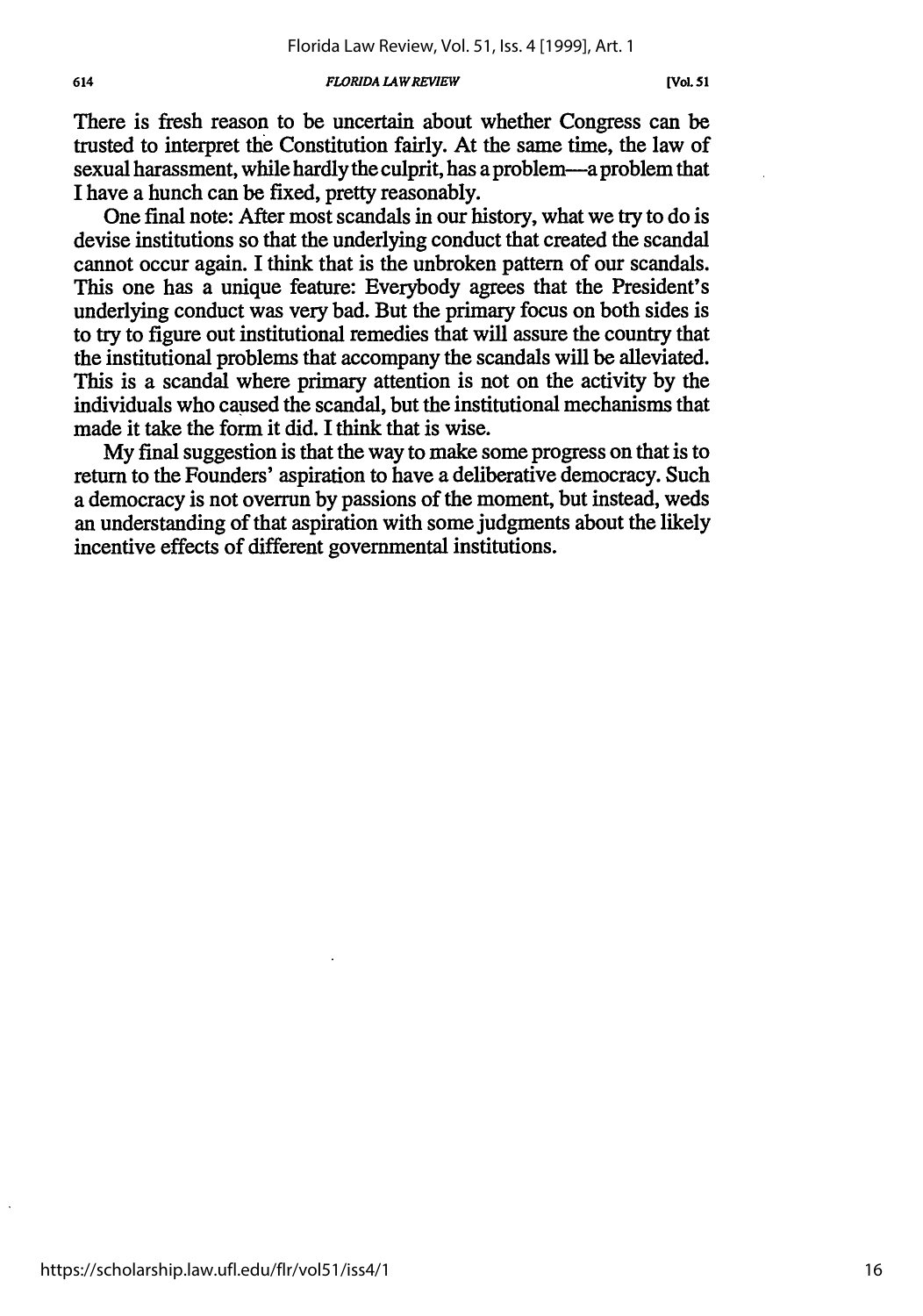There is fresh reason to be uncertain about whether Congress can be trusted to interpret the Constitution fairly. At the same time, the law of sexual harassment, while hardly the culprit, has a problem—a problem that I have a hunch can be fixed, pretty reasonably.

One final note: After most scandals in our history, what we try to do is devise institutions so that the underlying conduct that created the scandal cannot occur again. I think that is the unbroken pattern of our scandals. This one has a unique feature: Everybody agrees that the President's underlying conduct was very bad. But the primary focus on both sides is to try to figure out institutional remedies that will assure the country that the institutional problems that accompany the scandals will be alleviated. This is a scandal where primary attention is not on the activity by the individuals who caused the scandal, but the institutional mechanisms that made it take the form it did. I think that is wise.

My final suggestion is that the way to make some progress on that is to return to the Founders' aspiration to have a deliberative democracy. Such a democracy is not overrun by passions of the moment, but instead, weds an understanding of that aspiration with some judgments about the likely incentive effects of different governmental institutions.